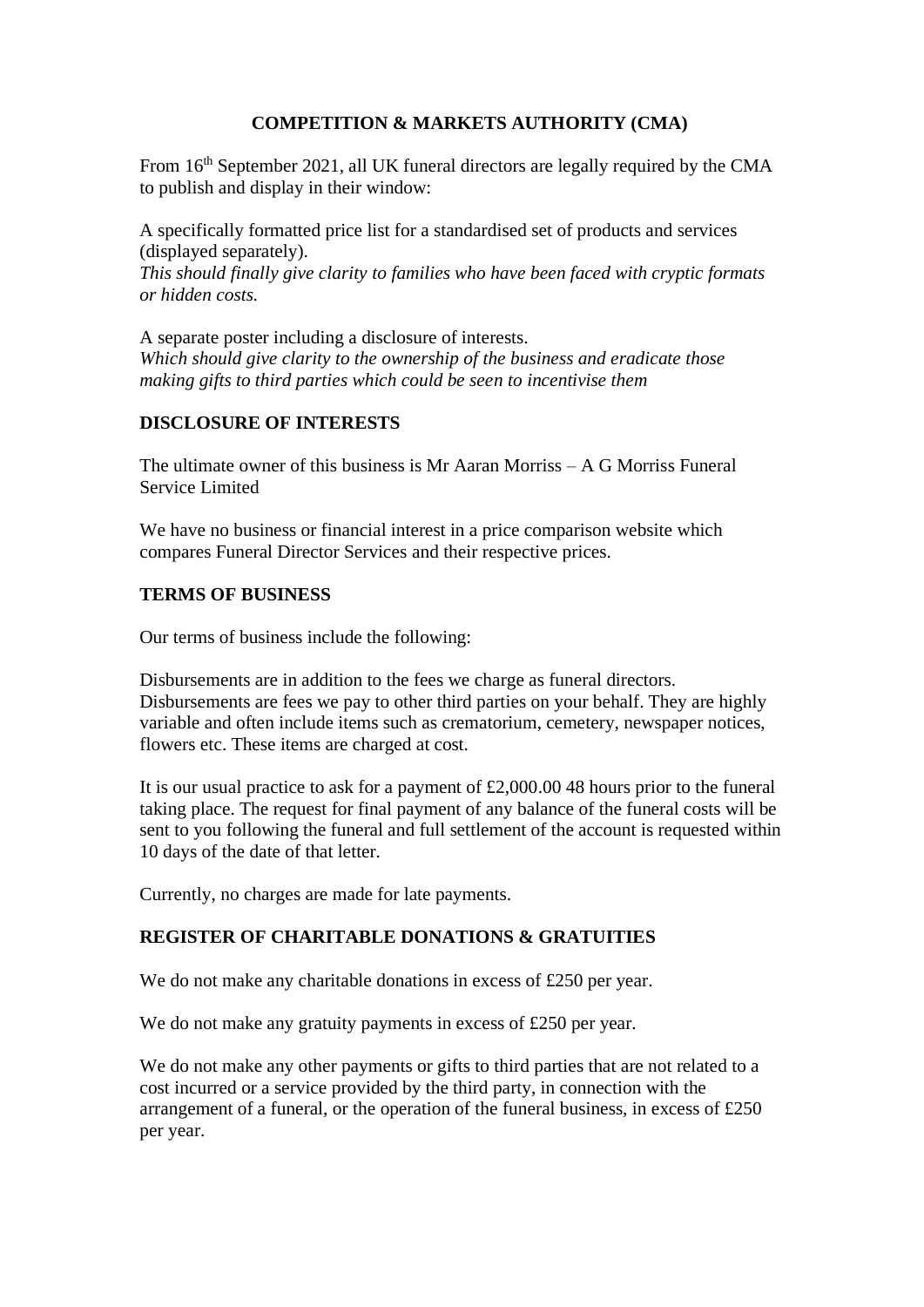# COMPETITION & MARKETS AUTHORITY (CMA)

From 16th September 2021, all UK funeral directors are legally required by the CMA to publish and display in their window:

A specifically formatted price list for a standardised set of products and services (displayed separately).
*This should finally give clarity to families who have been faced with cryptic formats or hidden costs.*

A separate poster including a disclosure of interests.
*Which should give clarity to the ownership of the business and eradicate those making gifts to third parties which could be seen to incentivise them*

## DISCLOSURE OF INTERESTS

The ultimate owner of this business is Mr Aaran Morriss – A G Morriss Funeral Service Limited

We have no business or financial interest in a price comparison website which compares Funeral Director Services and their respective prices.

## TERMS OF BUSINESS

Our terms of business include the following:

Disbursements are in addition to the fees we charge as funeral directors. Disbursements are fees we pay to other third parties on your behalf. They are highly variable and often include items such as crematorium, cemetery, newspaper notices, flowers etc. These items are charged at cost.

It is our usual practice to ask for a payment of £2,000.00 48 hours prior to the funeral taking place. The request for final payment of any balance of the funeral costs will be sent to you following the funeral and full settlement of the account is requested within 10 days of the date of that letter.

Currently, no charges are made for late payments.

## REGISTER OF CHARITABLE DONATIONS & GRATUITIES

We do not make any charitable donations in excess of £250 per year.

We do not make any gratuity payments in excess of £250 per year.

We do not make any other payments or gifts to third parties that are not related to a cost incurred or a service provided by the third party, in connection with the arrangement of a funeral, or the operation of the funeral business, in excess of £250 per year.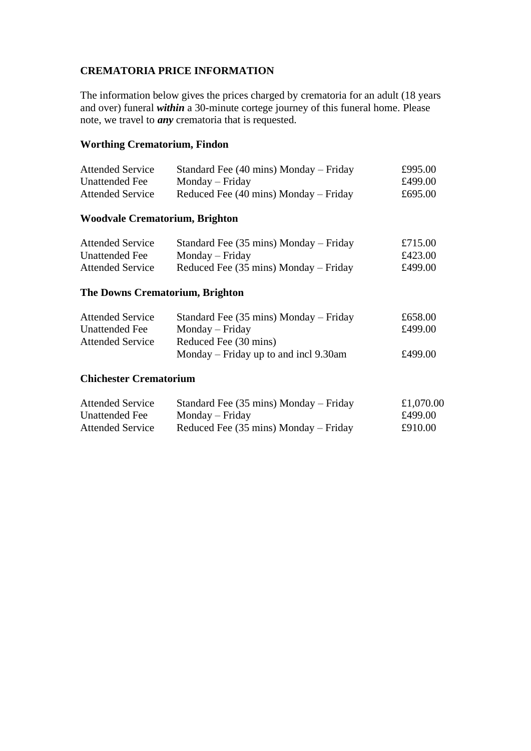**CREMATORIA PRICE INFORMATION**

The information below gives the prices charged by crematoria for an adult (18 years and over) funeral ***within*** a 30-minute cortege journey of this funeral home. Please note, we travel to ***any*** crematoria that is requested.

**Worthing Crematorium, Findon**

| | | |
|---|---|---|
| Attended Service | Standard Fee (40 mins) Monday – Friday | £995.00 |
| Unattended Fee | Monday – Friday | £499.00 |
| Attended Service | Reduced Fee (40 mins) Monday – Friday | £695.00 |

**Woodvale Crematorium, Brighton**

| | | |
|---|---|---|
| Attended Service | Standard Fee (35 mins) Monday – Friday | £715.00 |
| Unattended Fee | Monday – Friday | £423.00 |
| Attended Service | Reduced Fee (35 mins) Monday – Friday | £499.00 |

**The Downs Crematorium, Brighton**

| | | |
|---|---|---|
| Attended Service | Standard Fee (35 mins) Monday – Friday | £658.00 |
| Unattended Fee | Monday – Friday | £499.00 |
| Attended Service | Reduced Fee (30 mins) Monday – Friday up to and incl 9.30am | £499.00 |

**Chichester Crematorium**

| | | |
|---|---|---|
| Attended Service | Standard Fee (35 mins) Monday – Friday | £1,070.00 |
| Unattended Fee | Monday – Friday | £499.00 |
| Attended Service | Reduced Fee (35 mins) Monday – Friday | £910.00 |